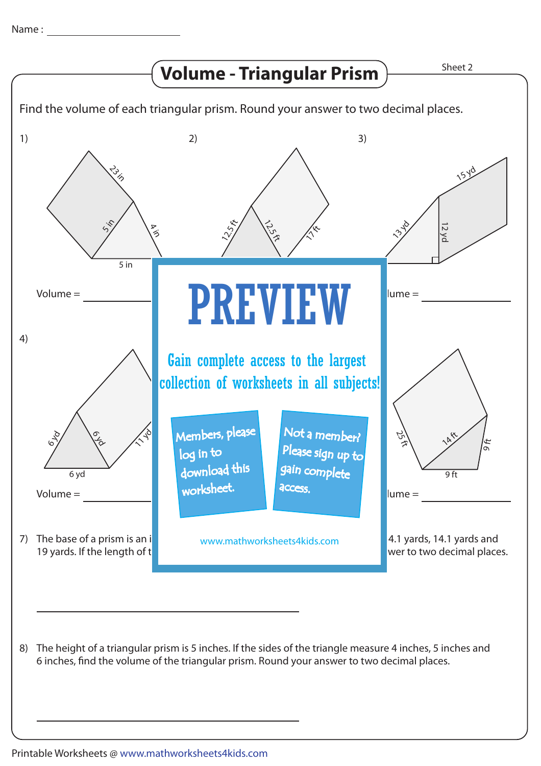Name : ______________________

# Volume - Triangular Prism

Sheet 2

Find the volume of each triangular prism. Round your answer to two decimal places.

1)

23 in, 5 in, 4 in, 5 in

Volume = ____________

2)

12.5 ft, 12.5 ft, 17 ft

3)

15 yd, 13 yd, 12 yd

lume = ____________

4)

6 yd, 6 yd, 11 yd, 6 yd

Volume = ____________

25 ft, 14 ft, 9 ft, 9 ft

lume = ____________

PREVIEW

Gain complete access to the largest collection of worksheets in all subjects!

Members, please log in to download this worksheet.

Not a member? Please sign up to gain complete access.

www.mathworksheets4kids.com

7) The base of a prism is an i ... 4.1 yards, 14.1 yards and 19 yards. If the length of t ... wer to two decimal places.

______________________________

8) The height of a triangular prism is 5 inches. If the sides of the triangle measure 4 inches, 5 inches and 6 inches, find the volume of the triangular prism. Round your answer to two decimal places.

______________________________

Printable Worksheets @ www.mathworksheets4kids.com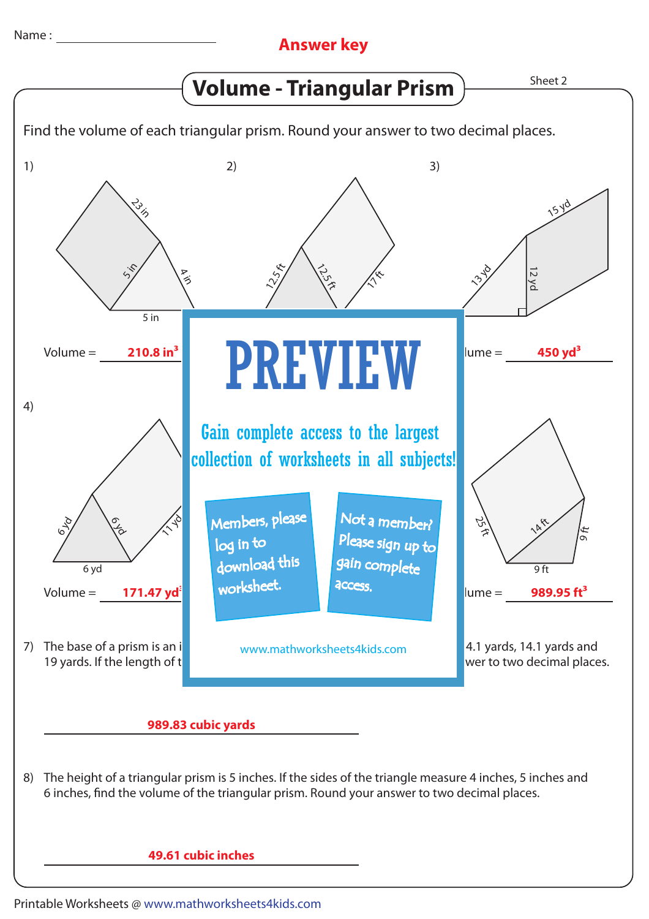Name : ____________________

**Answer key**

# Volume - Triangular Prism

Sheet 2

Find the volume of each triangular prism. Round your answer to two decimal places.

1)

23 in
5 in
4 in
5 in

Volume = **210.8 in$^3$**

2)

12.5 ft
12.5 ft
17 ft

3)

15 yd
13 yd
12 yd

Volume = **450 yd$^3$**

4)

6 yd
6 yd
11 yd
6 yd

Volume = **171.47 yd$^3$**

6)

25 ft
14 ft
9 ft
9 ft

Volume = **989.95 ft$^3$**

PREVIEW

Gain complete access to the largest collection of worksheets in all subjects!

Members, please log in to download this worksheet.

Not a member? Please sign up to gain complete access.

www.mathworksheets4kids.com

7) The base of a prism is an i... 4.1 yards, 14.1 yards and 19 yards. If the length of t... wer to two decimal places.

**989.83 cubic yards**

8) The height of a triangular prism is 5 inches. If the sides of the triangle measure 4 inches, 5 inches and 6 inches, find the volume of the triangular prism. Round your answer to two decimal places.

**49.61 cubic inches**

Printable Worksheets @ www.mathworksheets4kids.com